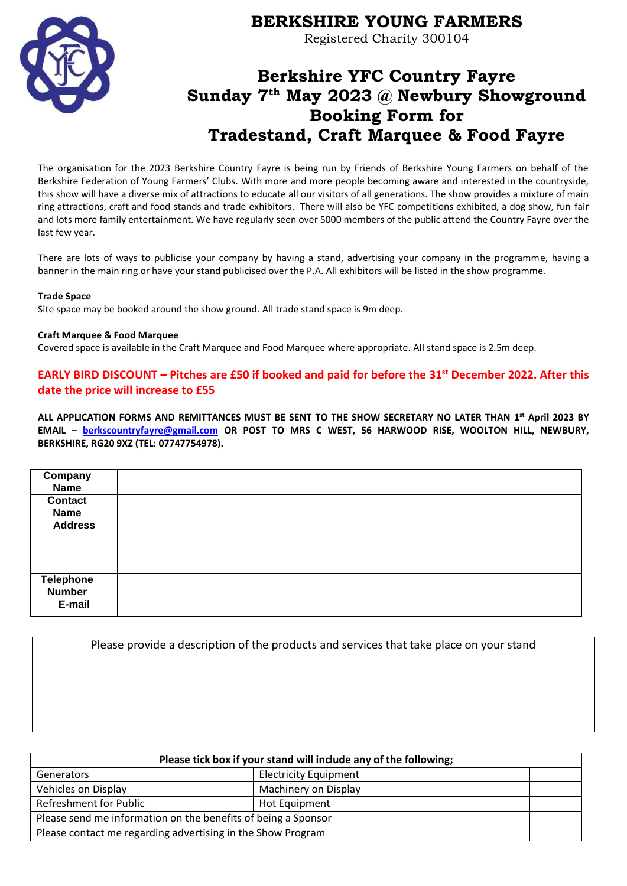# BERKSHIRE YOUNG FARMERS

Registered Charity 300104

## Berkshire YFC Country Fayre
## Sunday 7th May 2023 @ Newbury Showground
## Booking Form for
## Tradestand, Craft Marquee & Food Fayre

The organisation for the 2023 Berkshire Country Fayre is being run by Friends of Berkshire Young Farmers on behalf of the Berkshire Federation of Young Farmers' Clubs. With more and more people becoming aware and interested in the countryside, this show will have a diverse mix of attractions to educate all our visitors of all generations. The show provides a mixture of main ring attractions, craft and food stands and trade exhibitors. There will also be YFC competitions exhibited, a dog show, fun fair and lots more family entertainment. We have regularly seen over 5000 members of the public attend the Country Fayre over the last few year.

There are lots of ways to publicise your company by having a stand, advertising your company in the programme, having a banner in the main ring or have your stand publicised over the P.A. All exhibitors will be listed in the show programme.

**Trade Space**

Site space may be booked around the show ground. All trade stand space is 9m deep.

**Craft Marquee & Food Marquee**

Covered space is available in the Craft Marquee and Food Marquee where appropriate. All stand space is 2.5m deep.

**EARLY BIRD DISCOUNT – Pitches are £50 if booked and paid for before the 31st December 2022. After this date the price will increase to £55**

**ALL APPLICATION FORMS AND REMITTANCES MUST BE SENT TO THE SHOW SECRETARY NO LATER THAN 1st April 2023 BY EMAIL – berkscountryfayre@gmail.com OR POST TO MRS C WEST, 56 HARWOOD RISE, WOOLTON HILL, NEWBURY, BERKSHIRE, RG20 9XZ (TEL: 07747754978).**

| | |
|---|---|
| **Company Name** | |
| **Contact Name** | |
| **Address** | |
| **Telephone Number** | |
| **E-mail** | |

| Please provide a description of the products and services that take place on your stand |
|---|
| |

| Please tick box if your stand will include any of the following; | | | |
|---|---|---|---|
| Generators | | Electricity Equipment | |
| Vehicles on Display | | Machinery on Display | |
| Refreshment for Public | | Hot Equipment | |
| Please send me information on the benefits of being a Sponsor | | | |
| Please contact me regarding advertising in the Show Program | | | |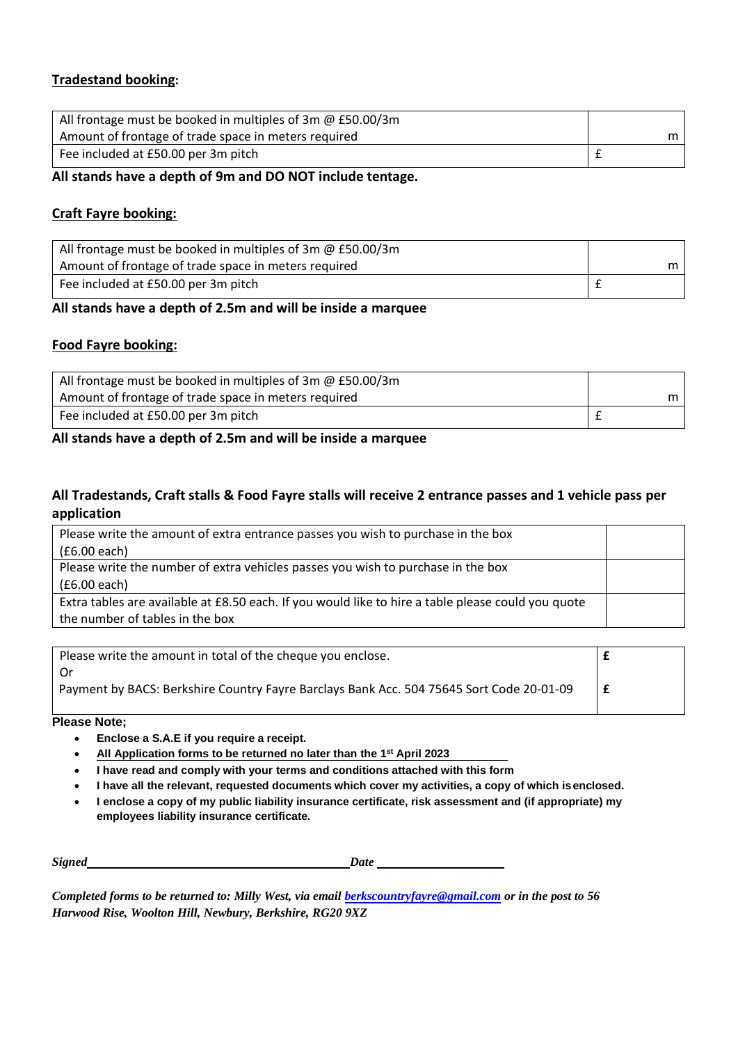**Tradestand booking:**

| All frontage must be booked in multiples of 3m @ £50.00/3m<br>Amount of frontage of trade space in meters required | m |
|---|---|
| Fee included at £50.00 per 3m pitch | £ |

**All stands have a depth of 9m and DO NOT include tentage.**

**Craft Fayre booking:**

| All frontage must be booked in multiples of 3m @ £50.00/3m<br>Amount of frontage of trade space in meters required | m |
|---|---|
| Fee included at £50.00 per 3m pitch | £ |

**All stands have a depth of 2.5m and will be inside a marquee**

**Food Fayre booking:**

| All frontage must be booked in multiples of 3m @ £50.00/3m<br>Amount of frontage of trade space in meters required | m |
|---|---|
| Fee included at £50.00 per 3m pitch | £ |

**All stands have a depth of 2.5m and will be inside a marquee**

**All Tradestands, Craft stalls & Food Fayre stalls will receive 2 entrance passes and 1 vehicle pass per application**

| Please write the amount of extra entrance passes you wish to purchase in the box (£6.00 each) | |
|---|---|
| Please write the number of extra vehicles passes you wish to purchase in the box (£6.00 each) | |
| Extra tables are available at £8.50 each. If you would like to hire a table please could you quote the number of tables in the box | |

| Please write the amount in total of the cheque you enclose. | **£** |
|---|---|
| Or | |
| Payment by BACS: Berkshire Country Fayre Barclays Bank Acc. 504 75645 Sort Code 20-01-09 | **£** |

**Please Note;**

- **Enclose a S.A.E if you require a receipt.**
- **All Application forms to be returned no later than the 1st April 2023**
- **I have read and comply with your terms and conditions attached with this form**
- **I have all the relevant, requested documents which cover my activities, a copy of which is enclosed.**
- **I enclose a copy of my public liability insurance certificate, risk assessment and (if appropriate) my employees liability insurance certificate.**

***Signed*** ________________________________________ ***Date*** ____________________

***Completed forms to be returned to: Milly West, via email berkscountryfayre@gmail.com or in the post to 56 Harwood Rise, Woolton Hill, Newbury, Berkshire, RG20 9XZ***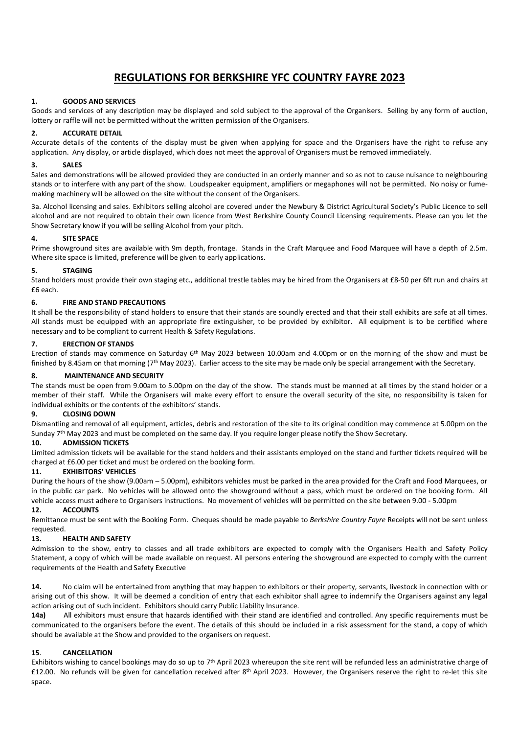# REGULATIONS FOR BERKSHIRE YFC COUNTRY FAYRE 2023

### 1. GOODS AND SERVICES

Goods and services of any description may be displayed and sold subject to the approval of the Organisers. Selling by any form of auction, lottery or raffle will not be permitted without the written permission of the Organisers.

### 2. ACCURATE DETAIL

Accurate details of the contents of the display must be given when applying for space and the Organisers have the right to refuse any application. Any display, or article displayed, which does not meet the approval of Organisers must be removed immediately.

### 3. SALES

Sales and demonstrations will be allowed provided they are conducted in an orderly manner and so as not to cause nuisance to neighbouring stands or to interfere with any part of the show. Loudspeaker equipment, amplifiers or megaphones will not be permitted. No noisy or fume-making machinery will be allowed on the site without the consent of the Organisers.

3a. Alcohol licensing and sales. Exhibitors selling alcohol are covered under the Newbury & District Agricultural Society's Public Licence to sell alcohol and are not required to obtain their own licence from West Berkshire County Council Licensing requirements. Please can you let the Show Secretary know if you will be selling Alcohol from your pitch.

### 4. SITE SPACE

Prime showground sites are available with 9m depth, frontage. Stands in the Craft Marquee and Food Marquee will have a depth of 2.5m. Where site space is limited, preference will be given to early applications.

### 5. STAGING

Stand holders must provide their own staging etc., additional trestle tables may be hired from the Organisers at £8-50 per 6ft run and chairs at £6 each.

### 6. FIRE AND STAND PRECAUTIONS

It shall be the responsibility of stand holders to ensure that their stands are soundly erected and that their stall exhibits are safe at all times. All stands must be equipped with an appropriate fire extinguisher, to be provided by exhibitor. All equipment is to be certified where necessary and to be compliant to current Health & Safety Regulations.

### 7. ERECTION OF STANDS

Erection of stands may commence on Saturday 6th May 2023 between 10.00am and 4.00pm or on the morning of the show and must be finished by 8.45am on that morning (7th May 2023). Earlier access to the site may be made only be special arrangement with the Secretary.

### 8. MAINTENANCE AND SECURITY

The stands must be open from 9.00am to 5.00pm on the day of the show. The stands must be manned at all times by the stand holder or a member of their staff. While the Organisers will make every effort to ensure the overall security of the site, no responsibility is taken for individual exhibits or the contents of the exhibitors' stands.

### 9. CLOSING DOWN

Dismantling and removal of all equipment, articles, debris and restoration of the site to its original condition may commence at 5.00pm on the Sunday 7th May 2023 and must be completed on the same day. If you require longer please notify the Show Secretary.

### 10. ADMISSION TICKETS

Limited admission tickets will be available for the stand holders and their assistants employed on the stand and further tickets required will be charged at £6.00 per ticket and must be ordered on the booking form.

### 11. EXHIBITORS' VEHICLES

During the hours of the show (9.00am – 5.00pm), exhibitors vehicles must be parked in the area provided for the Craft and Food Marquees, or in the public car park. No vehicles will be allowed onto the showground without a pass, which must be ordered on the booking form. All vehicle access must adhere to Organisers instructions. No movement of vehicles will be permitted on the site between 9.00 - 5.00pm

### 12. ACCOUNTS

Remittance must be sent with the Booking Form. Cheques should be made payable to *Berkshire Country Fayre* Receipts will not be sent unless requested.

### 13. HEALTH AND SAFETY

Admission to the show, entry to classes and all trade exhibitors are expected to comply with the Organisers Health and Safety Policy Statement, a copy of which will be made available on request. All persons entering the showground are expected to comply with the current requirements of the Health and Safety Executive

**14.** No claim will be entertained from anything that may happen to exhibitors or their property, servants, livestock in connection with or arising out of this show. It will be deemed a condition of entry that each exhibitor shall agree to indemnify the Organisers against any legal action arising out of such incident. Exhibitors should carry Public Liability Insurance.

**14a)** All exhibitors must ensure that hazards identified with their stand are identified and controlled. Any specific requirements must be communicated to the organisers before the event. The details of this should be included in a risk assessment for the stand, a copy of which should be available at the Show and provided to the organisers on request.

### 15. CANCELLATION

Exhibitors wishing to cancel bookings may do so up to 7th April 2023 whereupon the site rent will be refunded less an administrative charge of £12.00. No refunds will be given for cancellation received after 8th April 2023. However, the Organisers reserve the right to re-let this site space.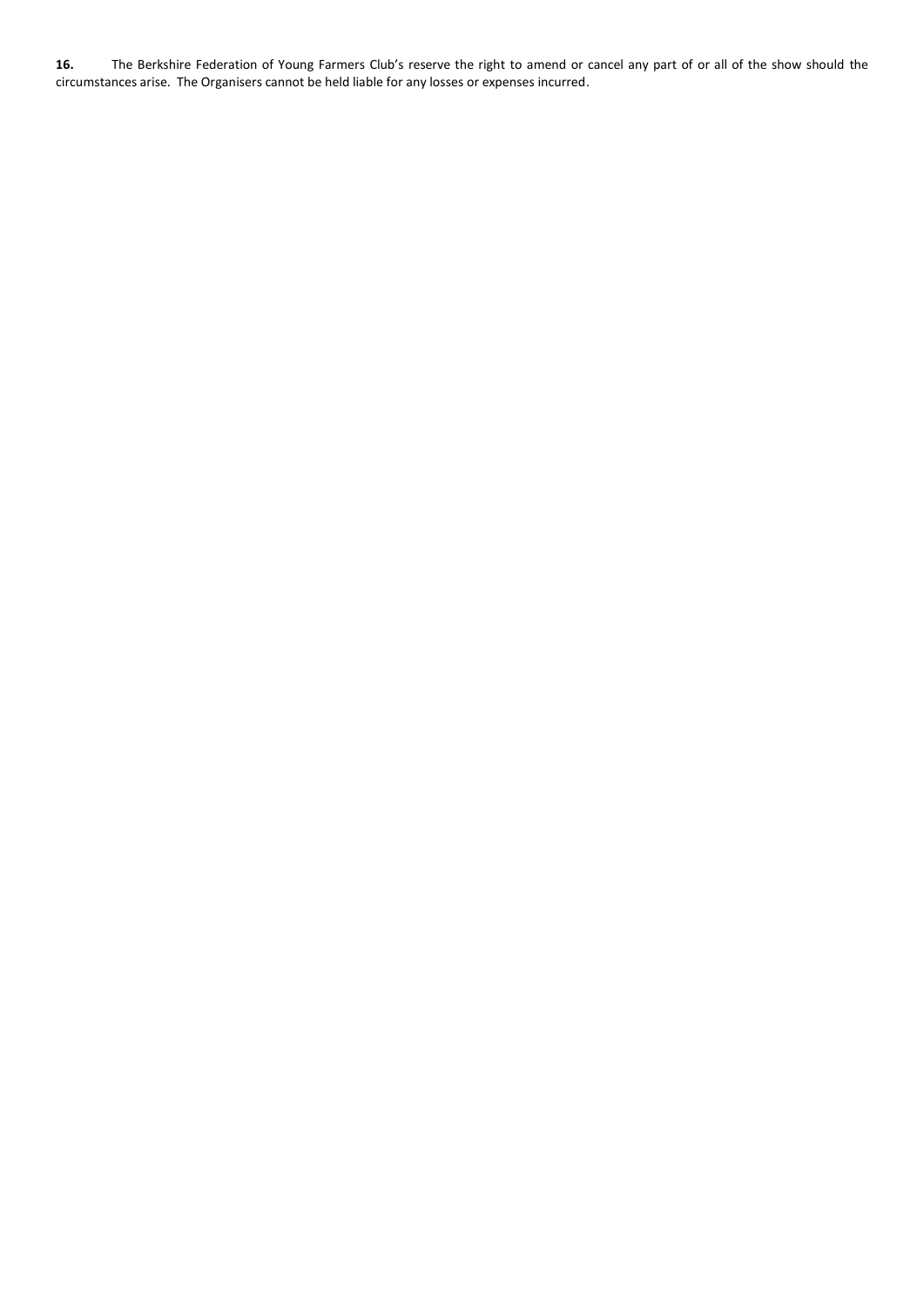**16.** The Berkshire Federation of Young Farmers Club's reserve the right to amend or cancel any part of or all of the show should the circumstances arise. The Organisers cannot be held liable for any losses or expenses incurred.